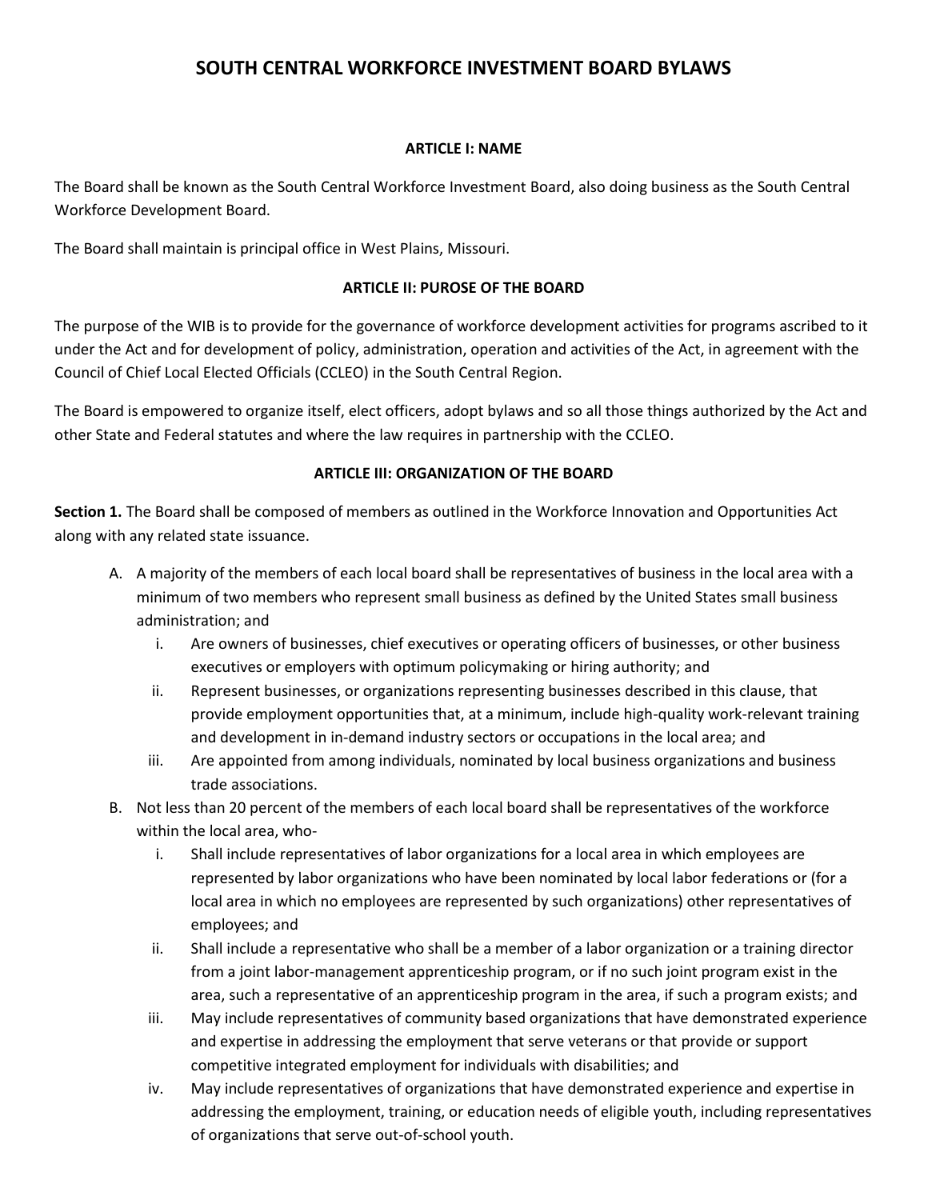# SOUTH CENTRAL WORKFORCE INVESTMENT BOARD BYLAWS

## ARTICLE I: NAME

The Board shall be known as the South Central Workforce Investment Board, also doing business as the South Central Workforce Development Board.

The Board shall maintain is principal office in West Plains, Missouri.

## ARTICLE II: PUROSE OF THE BOARD

The purpose of the WIB is to provide for the governance of workforce development activities for programs ascribed to it under the Act and for development of policy, administration, operation and activities of the Act, in agreement with the Council of Chief Local Elected Officials (CCLEO) in the South Central Region.

The Board is empowered to organize itself, elect officers, adopt bylaws and so all those things authorized by the Act and other State and Federal statutes and where the law requires in partnership with the CCLEO.

## ARTICLE III: ORGANIZATION OF THE BOARD

**Section 1.** The Board shall be composed of members as outlined in the Workforce Innovation and Opportunities Act along with any related state issuance.

A. A majority of the members of each local board shall be representatives of business in the local area with a minimum of two members who represent small business as defined by the United States small business administration; and
   i. Are owners of businesses, chief executives or operating officers of businesses, or other business executives or employers with optimum policymaking or hiring authority; and
   ii. Represent businesses, or organizations representing businesses described in this clause, that provide employment opportunities that, at a minimum, include high-quality work-relevant training and development in in-demand industry sectors or occupations in the local area; and
   iii. Are appointed from among individuals, nominated by local business organizations and business trade associations.
B. Not less than 20 percent of the members of each local board shall be representatives of the workforce within the local area, who-
   i. Shall include representatives of labor organizations for a local area in which employees are represented by labor organizations who have been nominated by local labor federations or (for a local area in which no employees are represented by such organizations) other representatives of employees; and
   ii. Shall include a representative who shall be a member of a labor organization or a training director from a joint labor-management apprenticeship program, or if no such joint program exist in the area, such a representative of an apprenticeship program in the area, if such a program exists; and
   iii. May include representatives of community based organizations that have demonstrated experience and expertise in addressing the employment that serve veterans or that provide or support competitive integrated employment for individuals with disabilities; and
   iv. May include representatives of organizations that have demonstrated experience and expertise in addressing the employment, training, or education needs of eligible youth, including representatives of organizations that serve out-of-school youth.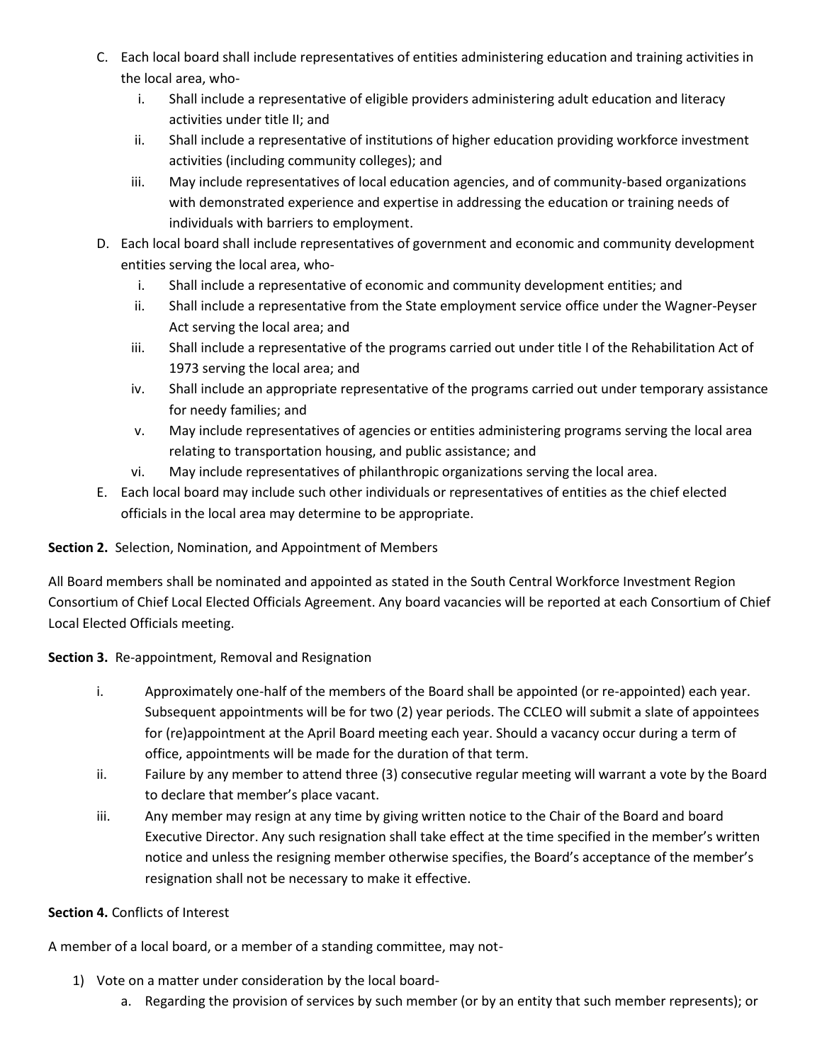C. Each local board shall include representatives of entities administering education and training activities in the local area, who-
   i. Shall include a representative of eligible providers administering adult education and literacy activities under title II; and
   ii. Shall include a representative of institutions of higher education providing workforce investment activities (including community colleges); and
   iii. May include representatives of local education agencies, and of community-based organizations with demonstrated experience and expertise in addressing the education or training needs of individuals with barriers to employment.

D. Each local board shall include representatives of government and economic and community development entities serving the local area, who-
   i. Shall include a representative of economic and community development entities; and
   ii. Shall include a representative from the State employment service office under the Wagner-Peyser Act serving the local area; and
   iii. Shall include a representative of the programs carried out under title I of the Rehabilitation Act of 1973 serving the local area; and
   iv. Shall include an appropriate representative of the programs carried out under temporary assistance for needy families; and
   v. May include representatives of agencies or entities administering programs serving the local area relating to transportation housing, and public assistance; and
   vi. May include representatives of philanthropic organizations serving the local area.

E. Each local board may include such other individuals or representatives of entities as the chief elected officials in the local area may determine to be appropriate.

**Section 2.** Selection, Nomination, and Appointment of Members

All Board members shall be nominated and appointed as stated in the South Central Workforce Investment Region Consortium of Chief Local Elected Officials Agreement. Any board vacancies will be reported at each Consortium of Chief Local Elected Officials meeting.

**Section 3.** Re-appointment, Removal and Resignation

i. Approximately one-half of the members of the Board shall be appointed (or re-appointed) each year. Subsequent appointments will be for two (2) year periods. The CCLEO will submit a slate of appointees for (re)appointment at the April Board meeting each year. Should a vacancy occur during a term of office, appointments will be made for the duration of that term.

ii. Failure by any member to attend three (3) consecutive regular meeting will warrant a vote by the Board to declare that member's place vacant.

iii. Any member may resign at any time by giving written notice to the Chair of the Board and board Executive Director. Any such resignation shall take effect at the time specified in the member's written notice and unless the resigning member otherwise specifies, the Board's acceptance of the member's resignation shall not be necessary to make it effective.

**Section 4.** Conflicts of Interest

A member of a local board, or a member of a standing committee, may not-

1) Vote on a matter under consideration by the local board-
   a. Regarding the provision of services by such member (or by an entity that such member represents); or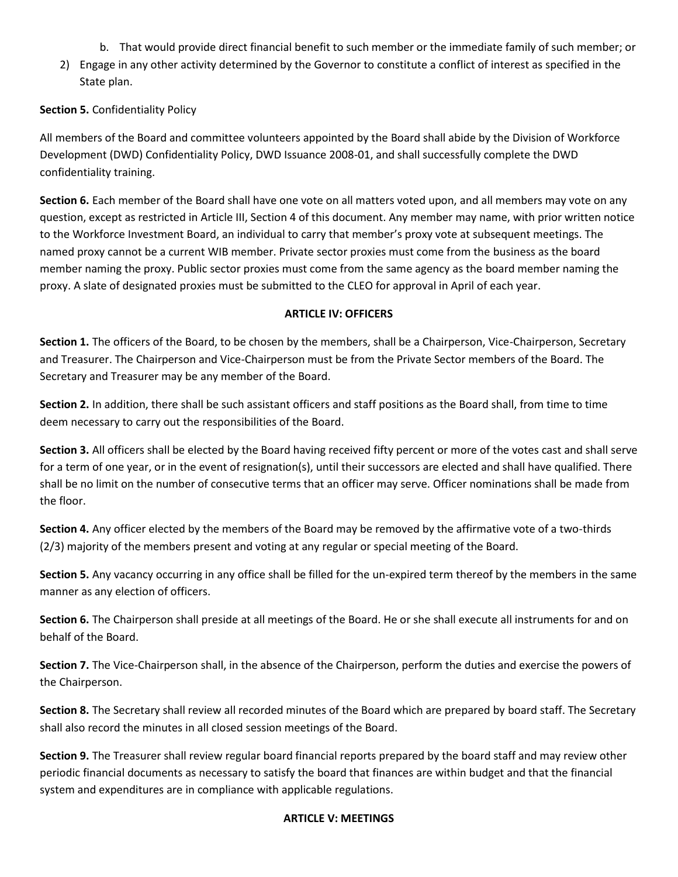b. That would provide direct financial benefit to such member or the immediate family of such member; or

2) Engage in any other activity determined by the Governor to constitute a conflict of interest as specified in the State plan.

**Section 5.** Confidentiality Policy

All members of the Board and committee volunteers appointed by the Board shall abide by the Division of Workforce Development (DWD) Confidentiality Policy, DWD Issuance 2008-01, and shall successfully complete the DWD confidentiality training.

**Section 6.** Each member of the Board shall have one vote on all matters voted upon, and all members may vote on any question, except as restricted in Article III, Section 4 of this document. Any member may name, with prior written notice to the Workforce Investment Board, an individual to carry that member's proxy vote at subsequent meetings. The named proxy cannot be a current WIB member. Private sector proxies must come from the business as the board member naming the proxy. Public sector proxies must come from the same agency as the board member naming the proxy. A slate of designated proxies must be submitted to the CLEO for approval in April of each year.

## ARTICLE IV: OFFICERS

**Section 1.** The officers of the Board, to be chosen by the members, shall be a Chairperson, Vice-Chairperson, Secretary and Treasurer. The Chairperson and Vice-Chairperson must be from the Private Sector members of the Board. The Secretary and Treasurer may be any member of the Board.

**Section 2.** In addition, there shall be such assistant officers and staff positions as the Board shall, from time to time deem necessary to carry out the responsibilities of the Board.

**Section 3.** All officers shall be elected by the Board having received fifty percent or more of the votes cast and shall serve for a term of one year, or in the event of resignation(s), until their successors are elected and shall have qualified. There shall be no limit on the number of consecutive terms that an officer may serve. Officer nominations shall be made from the floor.

**Section 4.** Any officer elected by the members of the Board may be removed by the affirmative vote of a two-thirds (2/3) majority of the members present and voting at any regular or special meeting of the Board.

**Section 5.** Any vacancy occurring in any office shall be filled for the un-expired term thereof by the members in the same manner as any election of officers.

**Section 6.** The Chairperson shall preside at all meetings of the Board. He or she shall execute all instruments for and on behalf of the Board.

**Section 7.** The Vice-Chairperson shall, in the absence of the Chairperson, perform the duties and exercise the powers of the Chairperson.

**Section 8.** The Secretary shall review all recorded minutes of the Board which are prepared by board staff. The Secretary shall also record the minutes in all closed session meetings of the Board.

**Section 9.** The Treasurer shall review regular board financial reports prepared by the board staff and may review other periodic financial documents as necessary to satisfy the board that finances are within budget and that the financial system and expenditures are in compliance with applicable regulations.

## ARTICLE V: MEETINGS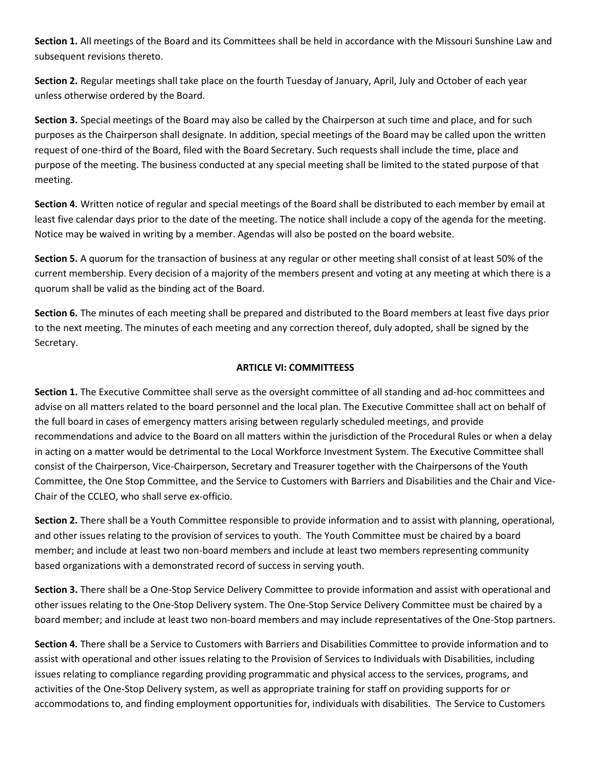**Section 1.** All meetings of the Board and its Committees shall be held in accordance with the Missouri Sunshine Law and subsequent revisions thereto.

**Section 2.** Regular meetings shall take place on the fourth Tuesday of January, April, July and October of each year unless otherwise ordered by the Board.

**Section 3.** Special meetings of the Board may also be called by the Chairperson at such time and place, and for such purposes as the Chairperson shall designate. In addition, special meetings of the Board may be called upon the written request of one-third of the Board, filed with the Board Secretary. Such requests shall include the time, place and purpose of the meeting. The business conducted at any special meeting shall be limited to the stated purpose of that meeting.

**Section 4.** Written notice of regular and special meetings of the Board shall be distributed to each member by email at least five calendar days prior to the date of the meeting. The notice shall include a copy of the agenda for the meeting. Notice may be waived in writing by a member. Agendas will also be posted on the board website.

**Section 5.** A quorum for the transaction of business at any regular or other meeting shall consist of at least 50% of the current membership. Every decision of a majority of the members present and voting at any meeting at which there is a quorum shall be valid as the binding act of the Board.

**Section 6.** The minutes of each meeting shall be prepared and distributed to the Board members at least five days prior to the next meeting. The minutes of each meeting and any correction thereof, duly adopted, shall be signed by the Secretary.

## ARTICLE VI: COMMITTEESS

**Section 1.** The Executive Committee shall serve as the oversight committee of all standing and ad-hoc committees and advise on all matters related to the board personnel and the local plan. The Executive Committee shall act on behalf of the full board in cases of emergency matters arising between regularly scheduled meetings, and provide recommendations and advice to the Board on all matters within the jurisdiction of the Procedural Rules or when a delay in acting on a matter would be detrimental to the Local Workforce Investment System. The Executive Committee shall consist of the Chairperson, Vice-Chairperson, Secretary and Treasurer together with the Chairpersons of the Youth Committee, the One Stop Committee, and the Service to Customers with Barriers and Disabilities and the Chair and Vice-Chair of the CCLEO, who shall serve ex-officio.

**Section 2.** There shall be a Youth Committee responsible to provide information and to assist with planning, operational, and other issues relating to the provision of services to youth. The Youth Committee must be chaired by a board member; and include at least two non-board members and include at least two members representing community based organizations with a demonstrated record of success in serving youth.

**Section 3.** There shall be a One-Stop Service Delivery Committee to provide information and assist with operational and other issues relating to the One-Stop Delivery system. The One-Stop Service Delivery Committee must be chaired by a board member; and include at least two non-board members and may include representatives of the One-Stop partners.

**Section 4.** There shall be a Service to Customers with Barriers and Disabilities Committee to provide information and to assist with operational and other issues relating to the Provision of Services to Individuals with Disabilities, including issues relating to compliance regarding providing programmatic and physical access to the services, programs, and activities of the One-Stop Delivery system, as well as appropriate training for staff on providing supports for or accommodations to, and finding employment opportunities for, individuals with disabilities. The Service to Customers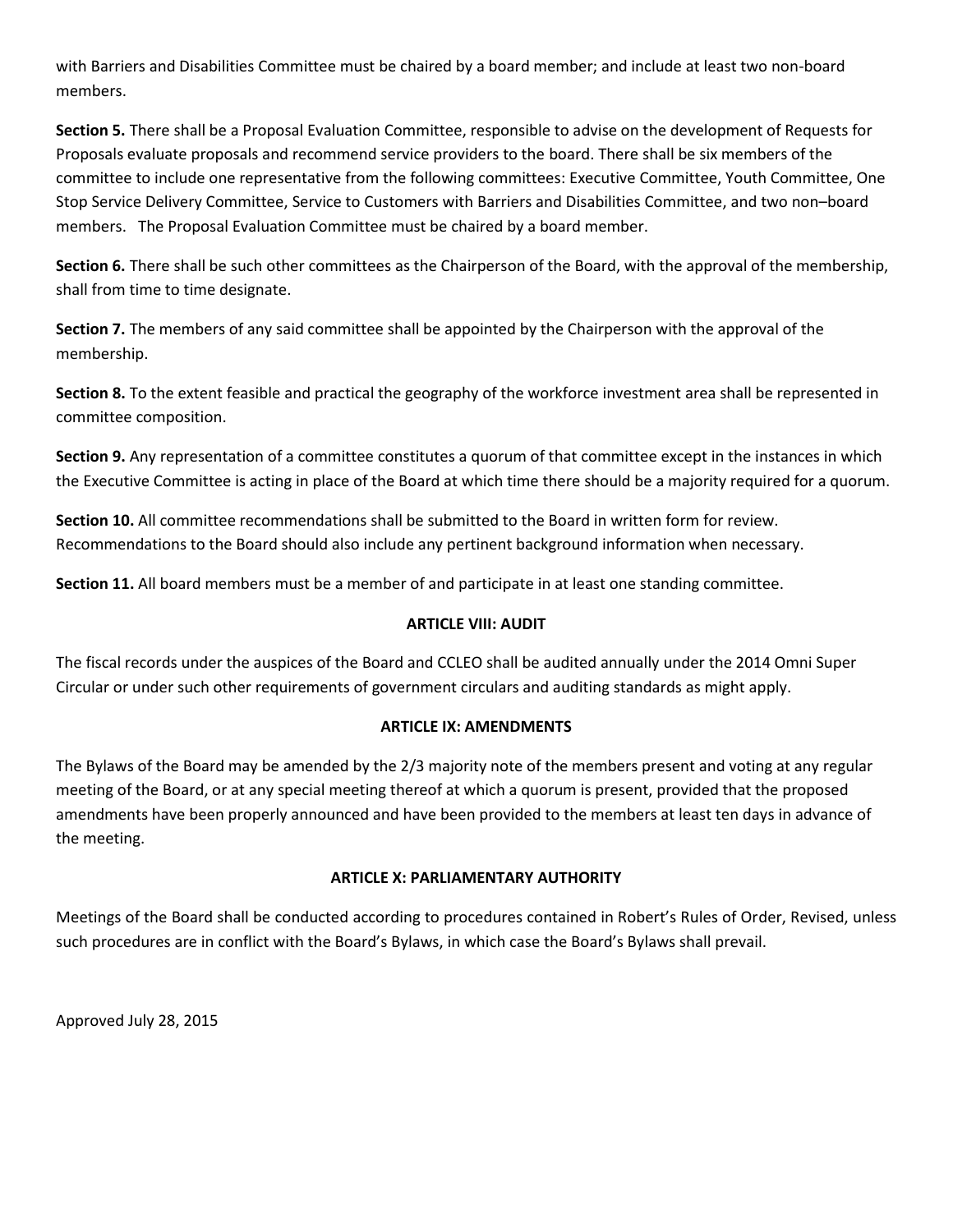with Barriers and Disabilities Committee must be chaired by a board member; and include at least two non-board members.

**Section 5.** There shall be a Proposal Evaluation Committee, responsible to advise on the development of Requests for Proposals evaluate proposals and recommend service providers to the board. There shall be six members of the committee to include one representative from the following committees: Executive Committee, Youth Committee, One Stop Service Delivery Committee, Service to Customers with Barriers and Disabilities Committee, and two non–board members. The Proposal Evaluation Committee must be chaired by a board member.

**Section 6.** There shall be such other committees as the Chairperson of the Board, with the approval of the membership, shall from time to time designate.

**Section 7.** The members of any said committee shall be appointed by the Chairperson with the approval of the membership.

**Section 8.** To the extent feasible and practical the geography of the workforce investment area shall be represented in committee composition.

**Section 9.** Any representation of a committee constitutes a quorum of that committee except in the instances in which the Executive Committee is acting in place of the Board at which time there should be a majority required for a quorum.

**Section 10.** All committee recommendations shall be submitted to the Board in written form for review. Recommendations to the Board should also include any pertinent background information when necessary.

**Section 11.** All board members must be a member of and participate in at least one standing committee.

**ARTICLE VIII: AUDIT**

The fiscal records under the auspices of the Board and CCLEO shall be audited annually under the 2014 Omni Super Circular or under such other requirements of government circulars and auditing standards as might apply.

**ARTICLE IX: AMENDMENTS**

The Bylaws of the Board may be amended by the 2/3 majority note of the members present and voting at any regular meeting of the Board, or at any special meeting thereof at which a quorum is present, provided that the proposed amendments have been properly announced and have been provided to the members at least ten days in advance of the meeting.

**ARTICLE X: PARLIAMENTARY AUTHORITY**

Meetings of the Board shall be conducted according to procedures contained in Robert's Rules of Order, Revised, unless such procedures are in conflict with the Board's Bylaws, in which case the Board's Bylaws shall prevail.

Approved July 28, 2015